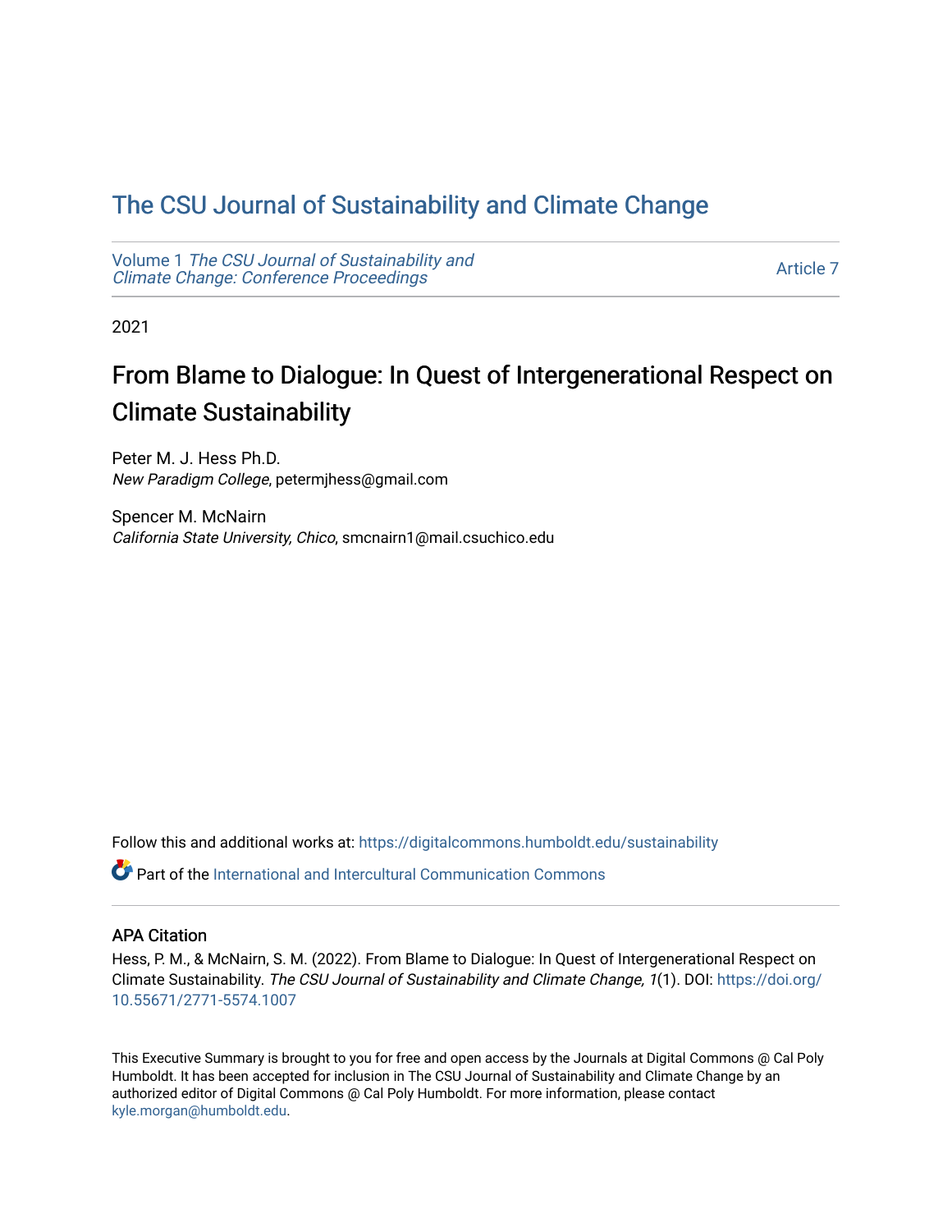# The CSU Journal of Sustainability and Climate Change

Volume 1 *The CSU Journal of Sustainability and Climate Change: Conference Proceedings*

Article 7

2021

## From Blame to Dialogue: In Quest of Intergenerational Respect on Climate Sustainability

Peter M. J. Hess Ph.D.
*New Paradigm College*, petermjhess@gmail.com

Spencer M. McNairn
*California State University, Chico*, smcnairn1@mail.csuchico.edu

Follow this and additional works at: https://digitalcommons.humboldt.edu/sustainability

Part of the International and Intercultural Communication Commons

### APA Citation

Hess, P. M., & McNairn, S. M. (2022). From Blame to Dialogue: In Quest of Intergenerational Respect on Climate Sustainability. *The CSU Journal of Sustainability and Climate Change, 1*(1). DOI: https://doi.org/10.55671/2771-5574.1007

This Executive Summary is brought to you for free and open access by the Journals at Digital Commons @ Cal Poly Humboldt. It has been accepted for inclusion in The CSU Journal of Sustainability and Climate Change by an authorized editor of Digital Commons @ Cal Poly Humboldt. For more information, please contact kyle.morgan@humboldt.edu.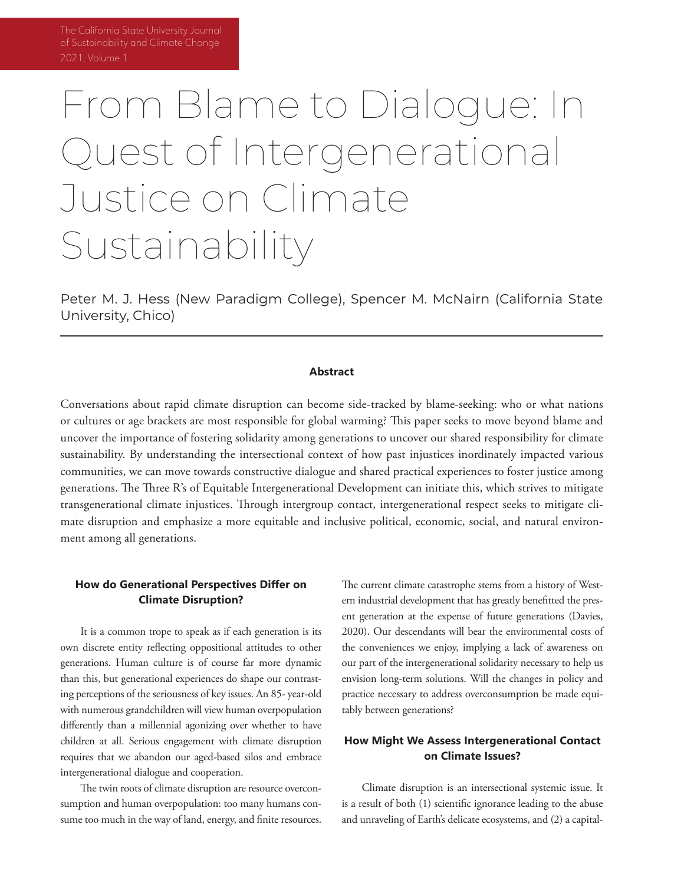# From Blame to Dialogue: In Quest of Intergenerational Justice on Climate Sustainability

Peter M. J. Hess (New Paradigm College), Spencer M. McNairn (California State University, Chico)

**Abstract**

Conversations about rapid climate disruption can become side-tracked by blame-seeking: who or what nations or cultures or age brackets are most responsible for global warming? This paper seeks to move beyond blame and uncover the importance of fostering solidarity among generations to uncover our shared responsibility for climate sustainability. By understanding the intersectional context of how past injustices inordinately impacted various communities, we can move towards constructive dialogue and shared practical experiences to foster justice among generations. The Three R's of Equitable Intergenerational Development can initiate this, which strives to mitigate transgenerational climate injustices. Through intergroup contact, intergenerational respect seeks to mitigate climate disruption and emphasize a more equitable and inclusive political, economic, social, and natural environment among all generations.

### How do Generational Perspectives Differ on Climate Disruption?

It is a common trope to speak as if each generation is its own discrete entity reflecting oppositional attitudes to other generations. Human culture is of course far more dynamic than this, but generational experiences do shape our contrasting perceptions of the seriousness of key issues. An 85- year-old with numerous grandchildren will view human overpopulation differently than a millennial agonizing over whether to have children at all. Serious engagement with climate disruption requires that we abandon our aged-based silos and embrace intergenerational dialogue and cooperation.

The twin roots of climate disruption are resource overconsumption and human overpopulation: too many humans consume too much in the way of land, energy, and finite resources. The current climate catastrophe stems from a history of Western industrial development that has greatly benefitted the present generation at the expense of future generations (Davies, 2020). Our descendants will bear the environmental costs of the conveniences we enjoy, implying a lack of awareness on our part of the intergenerational solidarity necessary to help us envision long-term solutions. Will the changes in policy and practice necessary to address overconsumption be made equitably between generations?

### How Might We Assess Intergenerational Contact on Climate Issues?

Climate disruption is an intersectional systemic issue. It is a result of both (1) scientific ignorance leading to the abuse and unraveling of Earth's delicate ecosystems, and (2) a capital-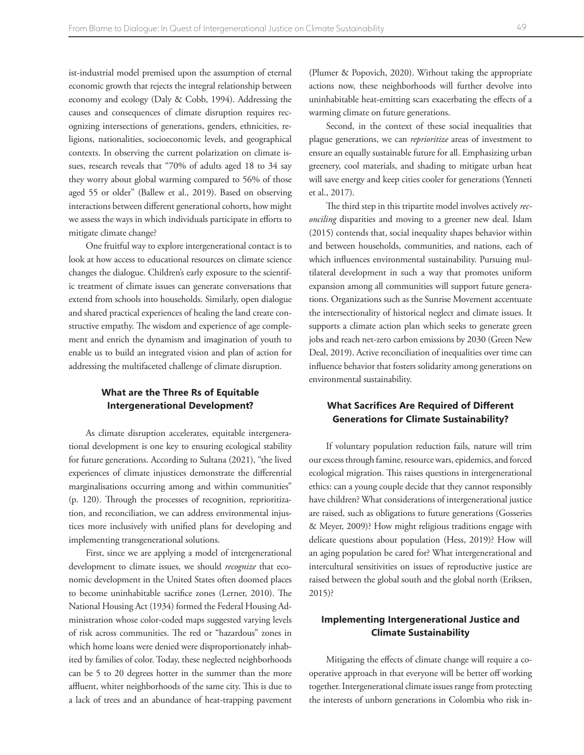ist-industrial model premised upon the assumption of eternal economic growth that rejects the integral relationship between economy and ecology (Daly & Cobb, 1994). Addressing the causes and consequences of climate disruption requires recognizing intersections of generations, genders, ethnicities, religions, nationalities, socioeconomic levels, and geographical contexts. In observing the current polarization on climate issues, research reveals that "70% of adults aged 18 to 34 say they worry about global warming compared to 56% of those aged 55 or older" (Ballew et al., 2019). Based on observing interactions between different generational cohorts, how might we assess the ways in which individuals participate in efforts to mitigate climate change?

One fruitful way to explore intergenerational contact is to look at how access to educational resources on climate science changes the dialogue. Children's early exposure to the scientific treatment of climate issues can generate conversations that extend from schools into households. Similarly, open dialogue and shared practical experiences of healing the land create constructive empathy. The wisdom and experience of age complement and enrich the dynamism and imagination of youth to enable us to build an integrated vision and plan of action for addressing the multifaceted challenge of climate disruption.

## What are the Three Rs of Equitable Intergenerational Development?

As climate disruption accelerates, equitable intergenerational development is one key to ensuring ecological stability for future generations. According to Sultana (2021), "the lived experiences of climate injustices demonstrate the differential marginalisations occurring among and within communities" (p. 120). Through the processes of recognition, reprioritization, and reconciliation, we can address environmental injustices more inclusively with unified plans for developing and implementing transgenerational solutions.

First, since we are applying a model of intergenerational development to climate issues, we should *recognize* that economic development in the United States often doomed places to become uninhabitable sacrifice zones (Lerner, 2010). The National Housing Act (1934) formed the Federal Housing Administration whose color-coded maps suggested varying levels of risk across communities. The red or "hazardous" zones in which home loans were denied were disproportionately inhabited by families of color. Today, these neglected neighborhoods can be 5 to 20 degrees hotter in the summer than the more affluent, whiter neighborhoods of the same city. This is due to a lack of trees and an abundance of heat-trapping pavement (Plumer & Popovich, 2020). Without taking the appropriate actions now, these neighborhoods will further devolve into uninhabitable heat-emitting scars exacerbating the effects of a warming climate on future generations.

Second, in the context of these social inequalities that plague generations, we can *reprioritize* areas of investment to ensure an equally sustainable future for all. Emphasizing urban greenery, cool materials, and shading to mitigate urban heat will save energy and keep cities cooler for generations (Yenneti et al., 2017).

The third step in this tripartite model involves actively *reconciling* disparities and moving to a greener new deal. Islam (2015) contends that, social inequality shapes behavior within and between households, communities, and nations, each of which influences environmental sustainability. Pursuing multilateral development in such a way that promotes uniform expansion among all communities will support future generations. Organizations such as the Sunrise Movement accentuate the intersectionality of historical neglect and climate issues. It supports a climate action plan which seeks to generate green jobs and reach net-zero carbon emissions by 2030 (Green New Deal, 2019). Active reconciliation of inequalities over time can influence behavior that fosters solidarity among generations on environmental sustainability.

## What Sacrifices Are Required of Different Generations for Climate Sustainability?

If voluntary population reduction fails, nature will trim our excess through famine, resource wars, epidemics, and forced ecological migration. This raises questions in intergenerational ethics: can a young couple decide that they cannot responsibly have children? What considerations of intergenerational justice are raised, such as obligations to future generations (Gosseries & Meyer, 2009)? How might religious traditions engage with delicate questions about population (Hess, 2019)? How will an aging population be cared for? What intergenerational and intercultural sensitivities on issues of reproductive justice are raised between the global south and the global north (Eriksen, 2015)?

## Implementing Intergenerational Justice and Climate Sustainability

Mitigating the effects of climate change will require a cooperative approach in that everyone will be better off working together. Intergenerational climate issues range from protecting the interests of unborn generations in Colombia who risk in-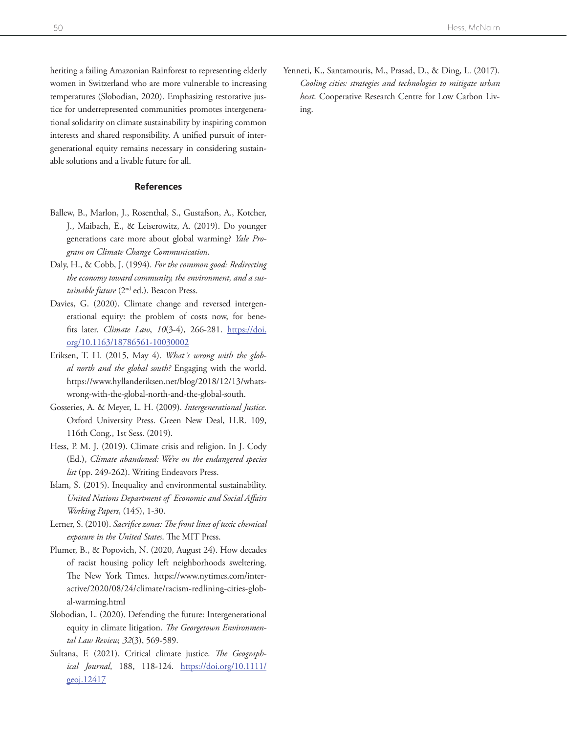heriting a failing Amazonian Rainforest to representing elderly women in Switzerland who are more vulnerable to increasing temperatures (Slobodian, 2020). Emphasizing restorative justice for underrepresented communities promotes intergenerational solidarity on climate sustainability by inspiring common interests and shared responsibility. A unified pursuit of intergenerational equity remains necessary in considering sustainable solutions and a livable future for all.

## References

Ballew, B., Marlon, J., Rosenthal, S., Gustafson, A., Kotcher, J., Maibach, E., & Leiserowitz, A. (2019). Do younger generations care more about global warming? *Yale Program on Climate Change Communication*.

Daly, H., & Cobb, J. (1994). *For the common good: Redirecting the economy toward community, the environment, and a sustainable future* (2nd ed.). Beacon Press.

Davies, G. (2020). Climate change and reversed intergenerational equity: the problem of costs now, for benefits later. *Climate Law*, *10*(3-4), 266-281. https://doi.org/10.1163/18786561-10030002

Eriksen, T. H. (2015, May 4). *What´s wrong with the global north and the global south?* Engaging with the world. https://www.hyllanderiksen.net/blog/2018/12/13/whats-wrong-with-the-global-north-and-the-global-south.

Gosseries, A. & Meyer, L. H. (2009). *Intergenerational Justice*. Oxford University Press. Green New Deal, H.R. 109, 116th Cong., 1st Sess. (2019).

Hess, P. M. J. (2019). Climate crisis and religion. In J. Cody (Ed.), *Climate abandoned: We're on the endangered species list* (pp. 249-262). Writing Endeavors Press.

Islam, S. (2015). Inequality and environmental sustainability. *United Nations Department of Economic and Social Affairs Working Papers*, (145), 1-30.

Lerner, S. (2010). *Sacrifice zones: The front lines of toxic chemical exposure in the United States*. The MIT Press.

Plumer, B., & Popovich, N. (2020, August 24). How decades of racist housing policy left neighborhoods sweltering. The New York Times. https://www.nytimes.com/interactive/2020/08/24/climate/racism-redlining-cities-global-warming.html

Slobodian, L. (2020). Defending the future: Intergenerational equity in climate litigation. *The Georgetown Environmental Law Review, 32*(3), 569-589.

Sultana, F. (2021). Critical climate justice. *The Geographical Journal*, 188, 118-124. https://doi.org/10.1111/geoj.12417

Yenneti, K., Santamouris, M., Prasad, D., & Ding, L. (2017). *Cooling cities: strategies and technologies to mitigate urban heat*. Cooperative Research Centre for Low Carbon Living.